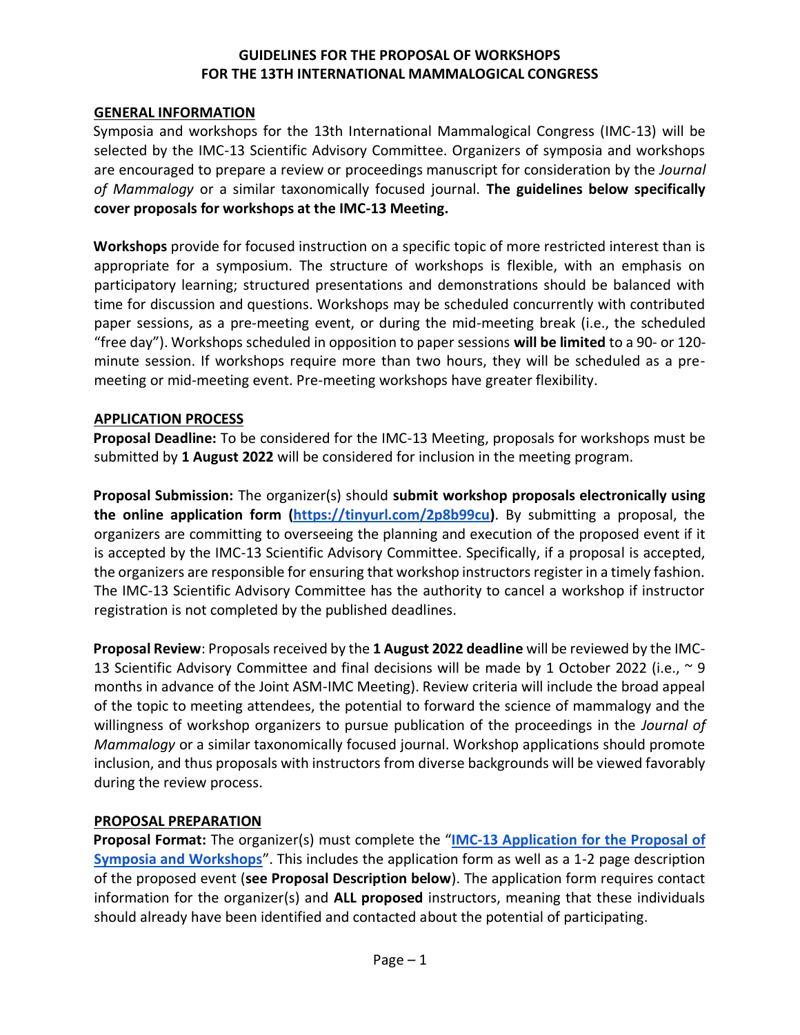# GUIDELINES FOR THE PROPOSAL OF WORKSHOPS FOR THE 13TH INTERNATIONAL MAMMALOGICAL CONGRESS

## GENERAL INFORMATION

Symposia and workshops for the 13th International Mammalogical Congress (IMC-13) will be selected by the IMC-13 Scientific Advisory Committee. Organizers of symposia and workshops are encouraged to prepare a review or proceedings manuscript for consideration by the *Journal of Mammalogy* or a similar taxonomically focused journal. **The guidelines below specifically cover proposals for workshops at the IMC-13 Meeting.**

**Workshops** provide for focused instruction on a specific topic of more restricted interest than is appropriate for a symposium. The structure of workshops is flexible, with an emphasis on participatory learning; structured presentations and demonstrations should be balanced with time for discussion and questions. Workshops may be scheduled concurrently with contributed paper sessions, as a pre-meeting event, or during the mid-meeting break (i.e., the scheduled "free day"). Workshops scheduled in opposition to paper sessions **will be limited** to a 90- or 120-minute session. If workshops require more than two hours, they will be scheduled as a pre-meeting or mid-meeting event. Pre-meeting workshops have greater flexibility.

## APPLICATION PROCESS

**Proposal Deadline:** To be considered for the IMC-13 Meeting, proposals for workshops must be submitted by **1 August 2022** will be considered for inclusion in the meeting program.

**Proposal Submission:** The organizer(s) should **submit workshop proposals electronically using the online application form ([https://tinyurl.com/2p8b99cu](https://tinyurl.com/2p8b99cu))**. By submitting a proposal, the organizers are committing to overseeing the planning and execution of the proposed event if it is accepted by the IMC-13 Scientific Advisory Committee. Specifically, if a proposal is accepted, the organizers are responsible for ensuring that workshop instructors register in a timely fashion. The IMC-13 Scientific Advisory Committee has the authority to cancel a workshop if instructor registration is not completed by the published deadlines.

**Proposal Review**: Proposals received by the **1 August 2022 deadline** will be reviewed by the IMC-13 Scientific Advisory Committee and final decisions will be made by 1 October 2022 (i.e., ~ 9 months in advance of the Joint ASM-IMC Meeting). Review criteria will include the broad appeal of the topic to meeting attendees, the potential to forward the science of mammalogy and the willingness of workshop organizers to pursue publication of the proceedings in the *Journal of Mammalogy* or a similar taxonomically focused journal. Workshop applications should promote inclusion, and thus proposals with instructors from diverse backgrounds will be viewed favorably during the review process.

## PROPOSAL PREPARATION

**Proposal Format:** The organizer(s) must complete the "**IMC-13 Application for the Proposal of Symposia and Workshops**". This includes the application form as well as a 1-2 page description of the proposed event (**see Proposal Description below**). The application form requires contact information for the organizer(s) and **ALL proposed** instructors, meaning that these individuals should already have been identified and contacted about the potential of participating.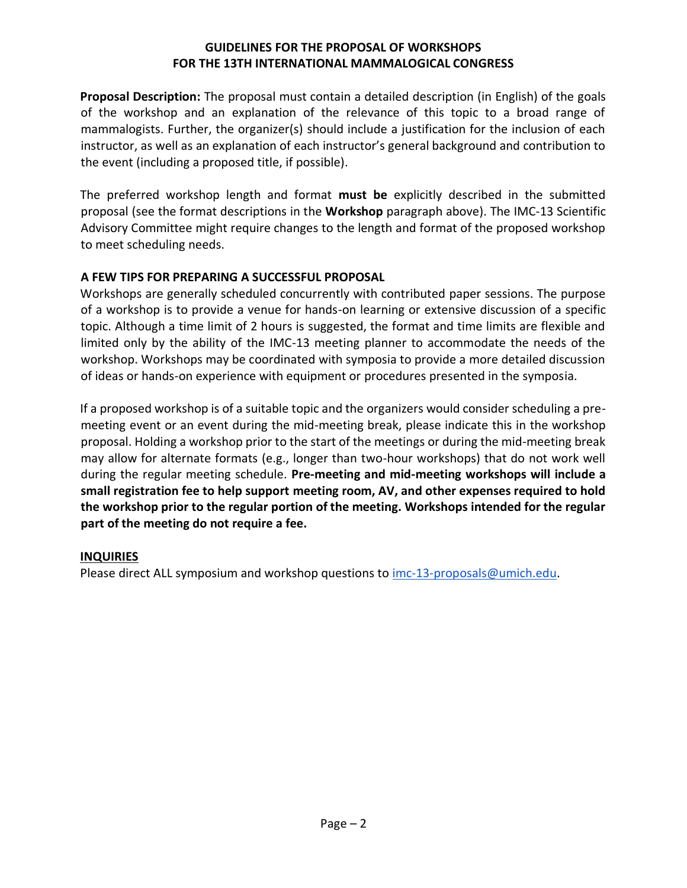**GUIDELINES FOR THE PROPOSAL OF WORKSHOPS FOR THE 13TH INTERNATIONAL MAMMALOGICAL CONGRESS**

**Proposal Description:** The proposal must contain a detailed description (in English) of the goals of the workshop and an explanation of the relevance of this topic to a broad range of mammalogists. Further, the organizer(s) should include a justification for the inclusion of each instructor, as well as an explanation of each instructor's general background and contribution to the event (including a proposed title, if possible).

The preferred workshop length and format **must be** explicitly described in the submitted proposal (see the format descriptions in the **Workshop** paragraph above). The IMC-13 Scientific Advisory Committee might require changes to the length and format of the proposed workshop to meet scheduling needs.

## A FEW TIPS FOR PREPARING A SUCCESSFUL PROPOSAL

Workshops are generally scheduled concurrently with contributed paper sessions. The purpose of a workshop is to provide a venue for hands-on learning or extensive discussion of a specific topic. Although a time limit of 2 hours is suggested, the format and time limits are flexible and limited only by the ability of the IMC-13 meeting planner to accommodate the needs of the workshop. Workshops may be coordinated with symposia to provide a more detailed discussion of ideas or hands-on experience with equipment or procedures presented in the symposia.

If a proposed workshop is of a suitable topic and the organizers would consider scheduling a pre-meeting event or an event during the mid-meeting break, please indicate this in the workshop proposal. Holding a workshop prior to the start of the meetings or during the mid-meeting break may allow for alternate formats (e.g., longer than two-hour workshops) that do not work well during the regular meeting schedule. **Pre-meeting and mid-meeting workshops will include a small registration fee to help support meeting room, AV, and other expenses required to hold the workshop prior to the regular portion of the meeting. Workshops intended for the regular part of the meeting do not require a fee.**

## INQUIRIES

Please direct ALL symposium and workshop questions to imc-13-proposals@umich.edu.